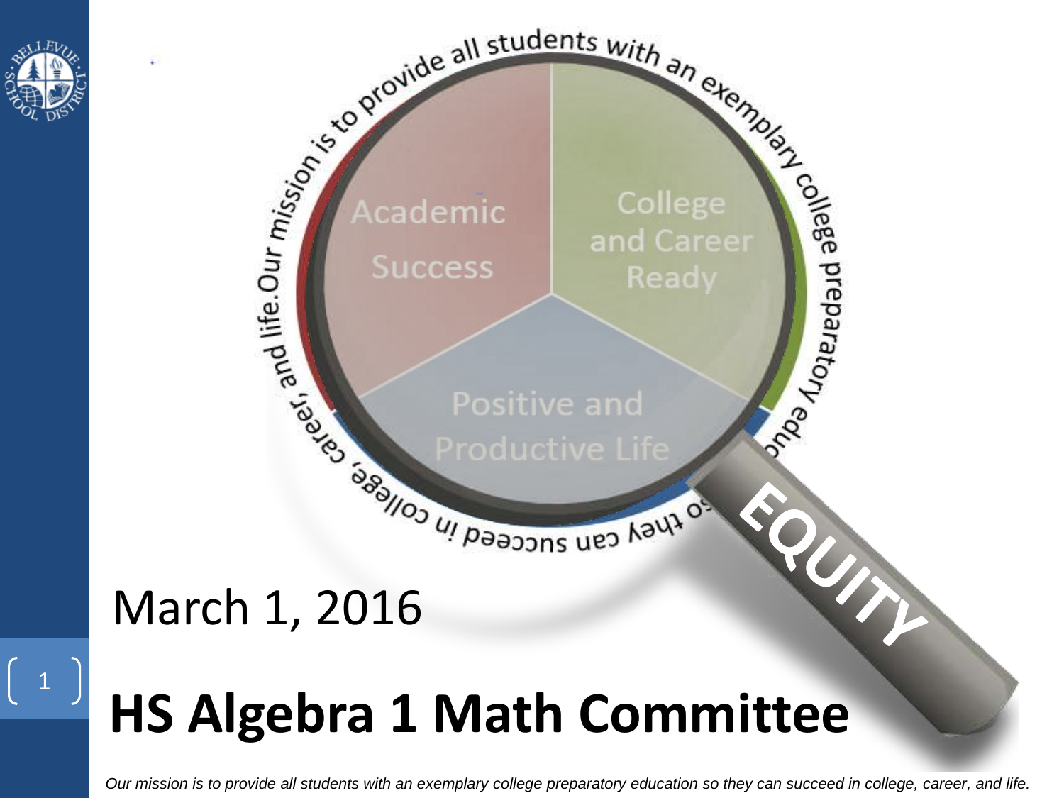Academic Success

College and Career Ready

Positive and Productive Life

EQUITY

March 1, 2016

# HS Algebra 1 Math Committee

*Our mission is to provide all students with an exemplary college preparatory education so they can succeed in college, career, and life.*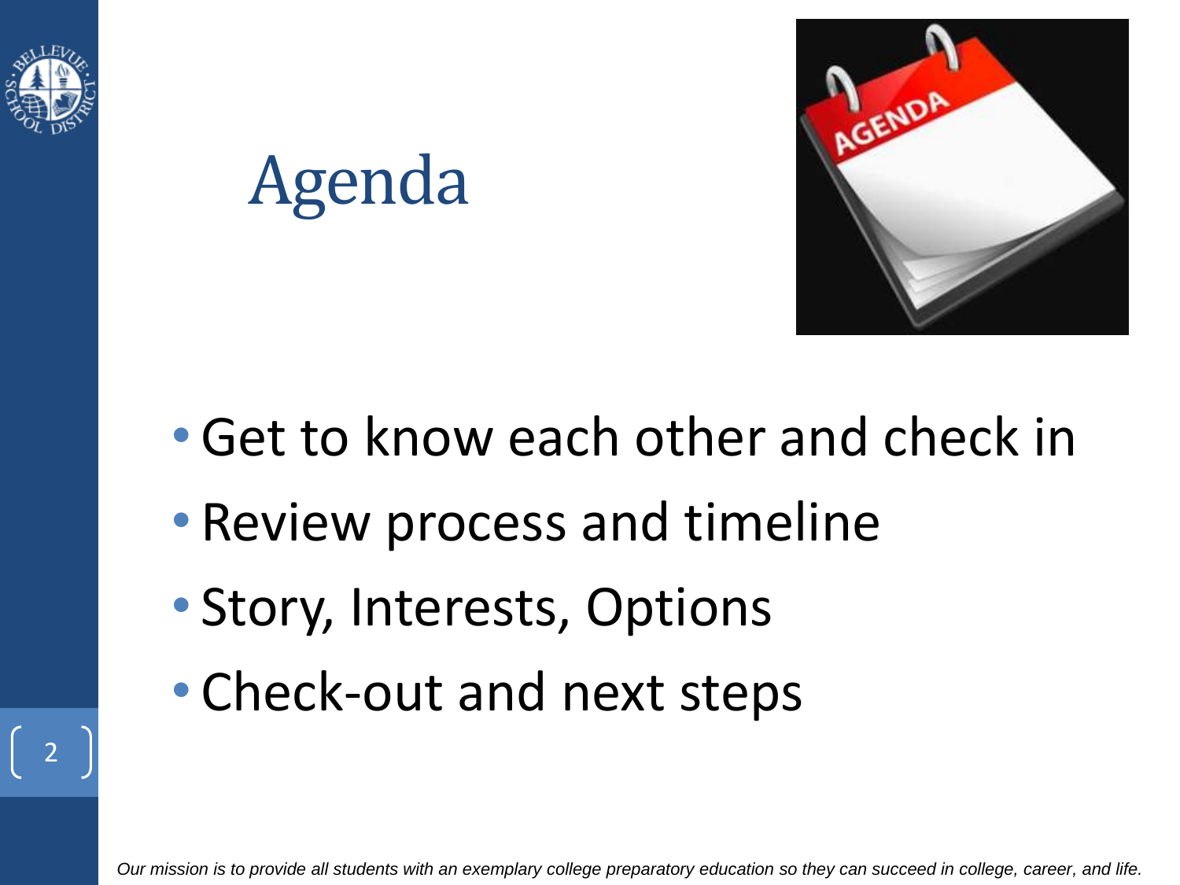# Agenda

- Get to know each other and check in
- Review process and timeline
- Story, Interests, Options
- Check-out and next steps

*Our mission is to provide all students with an exemplary college preparatory education so they can succeed in college, career, and life.*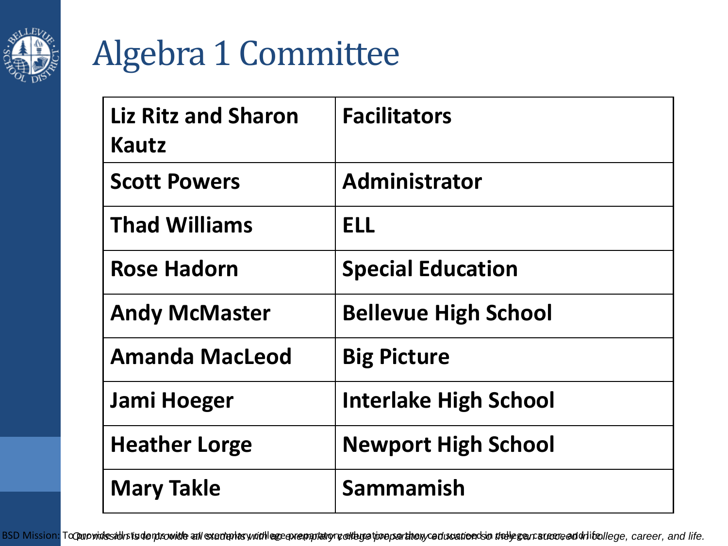# Algebra 1 Committee

| Liz Ritz and Sharon Kautz | Facilitators |
|---|---|
| Scott Powers | Administrator |
| Thad Williams | ELL |
| Rose Hadorn | Special Education |
| Andy McMaster | Bellevue High School |
| Amanda MacLeod | Big Picture |
| Jami Hoeger | Interlake High School |
| Heather Lorge | Newport High School |
| Mary Takle | Sammamish |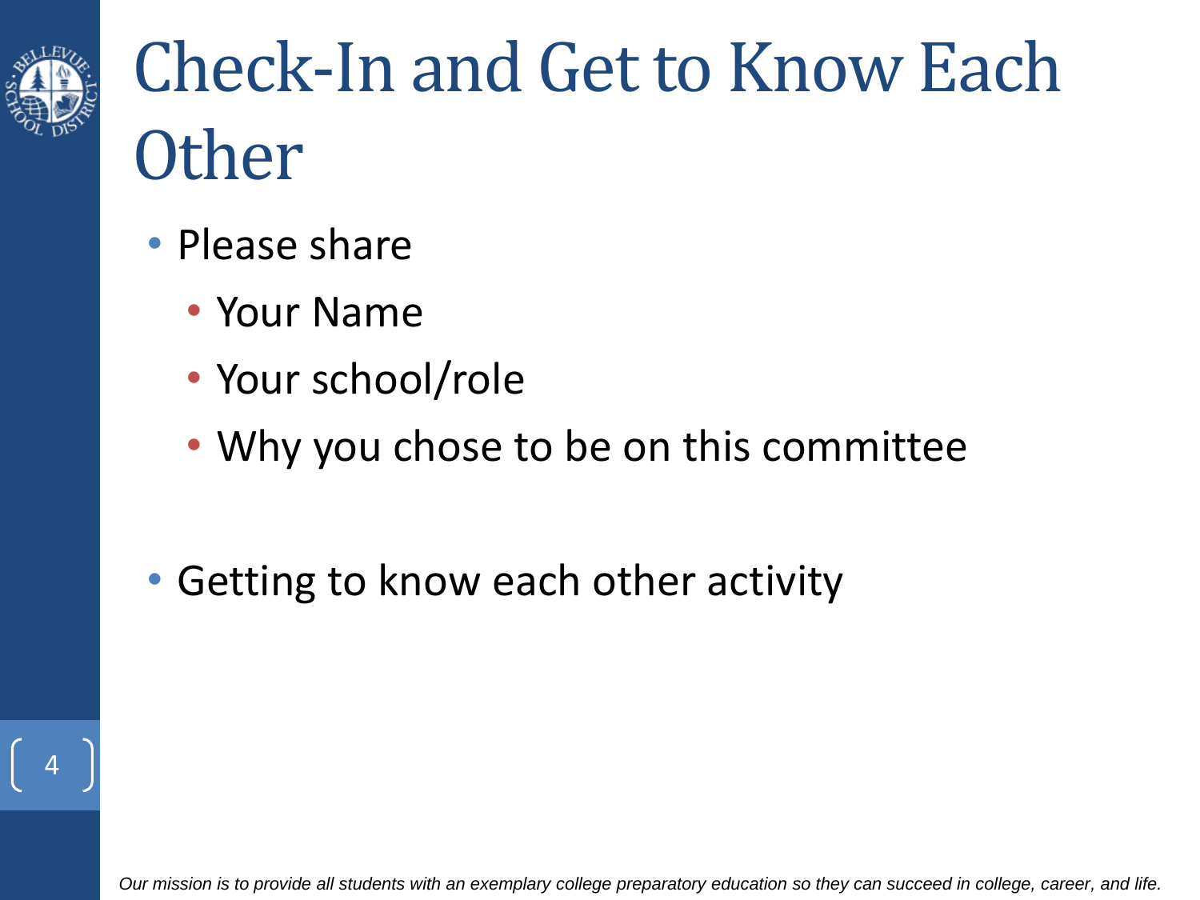# Check-In and Get to Know Each Other

- Please share
  - Your Name
  - Your school/role
  - Why you chose to be on this committee
- Getting to know each other activity

*Our mission is to provide all students with an exemplary college preparatory education so they can succeed in college, career, and life.*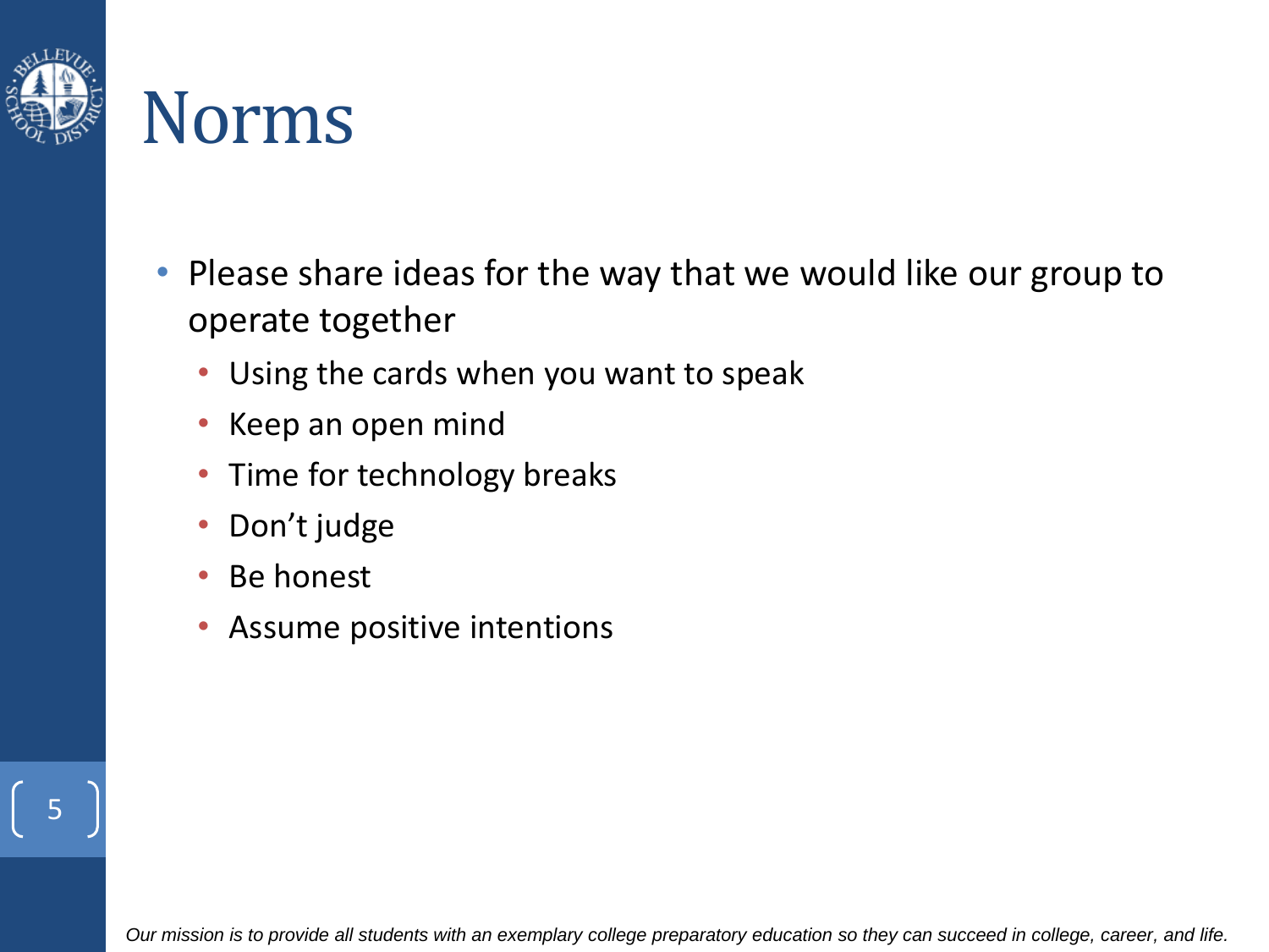# Norms

- Please share ideas for the way that we would like our group to operate together
  - Using the cards when you want to speak
  - Keep an open mind
  - Time for technology breaks
  - Don't judge
  - Be honest
  - Assume positive intentions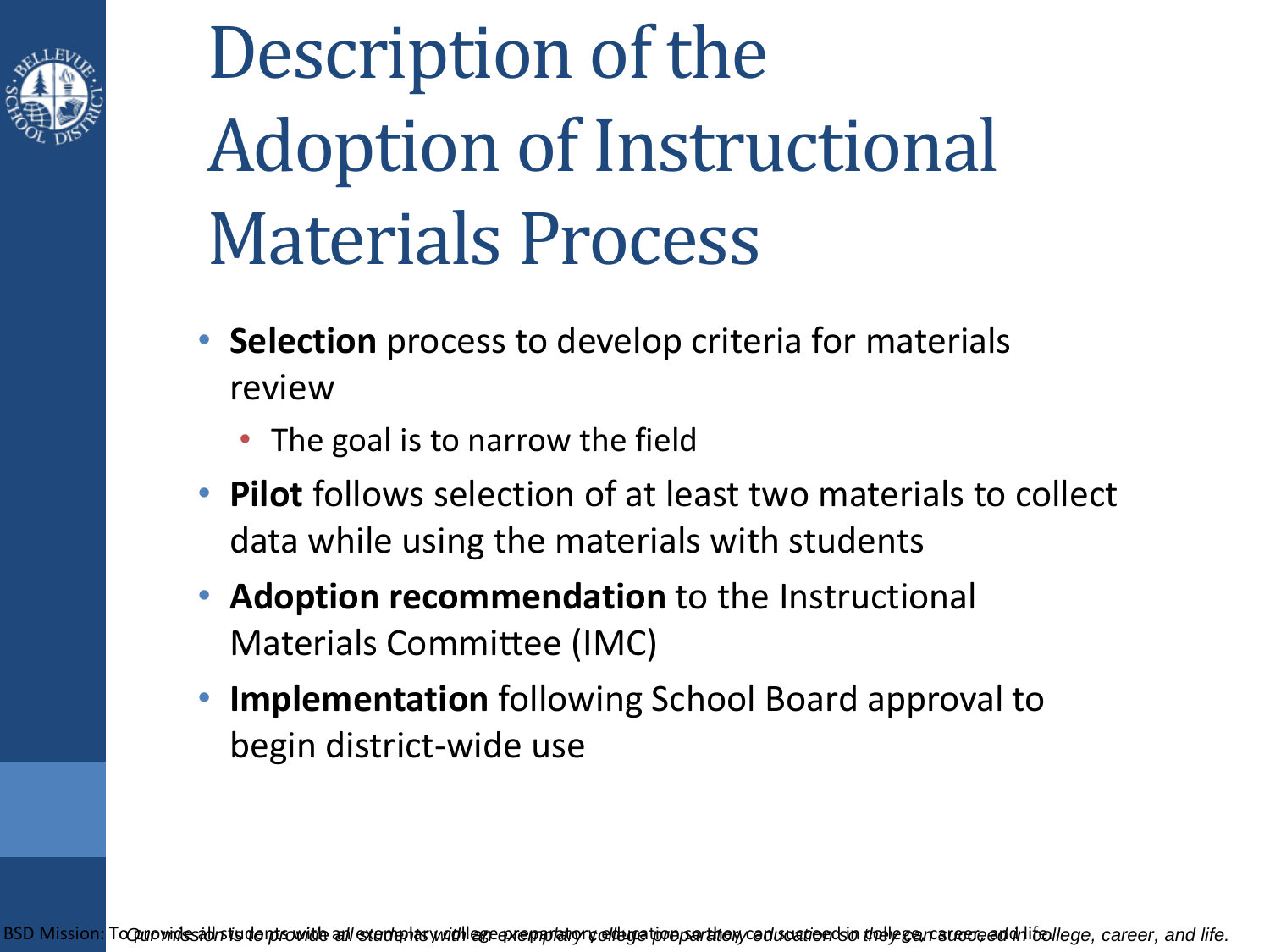# Description of the Adoption of Instructional Materials Process

- **Selection** process to develop criteria for materials review
  - The goal is to narrow the field
- **Pilot** follows selection of at least two materials to collect data while using the materials with students
- **Adoption recommendation** to the Instructional Materials Committee (IMC)
- **Implementation** following School Board approval to begin district-wide use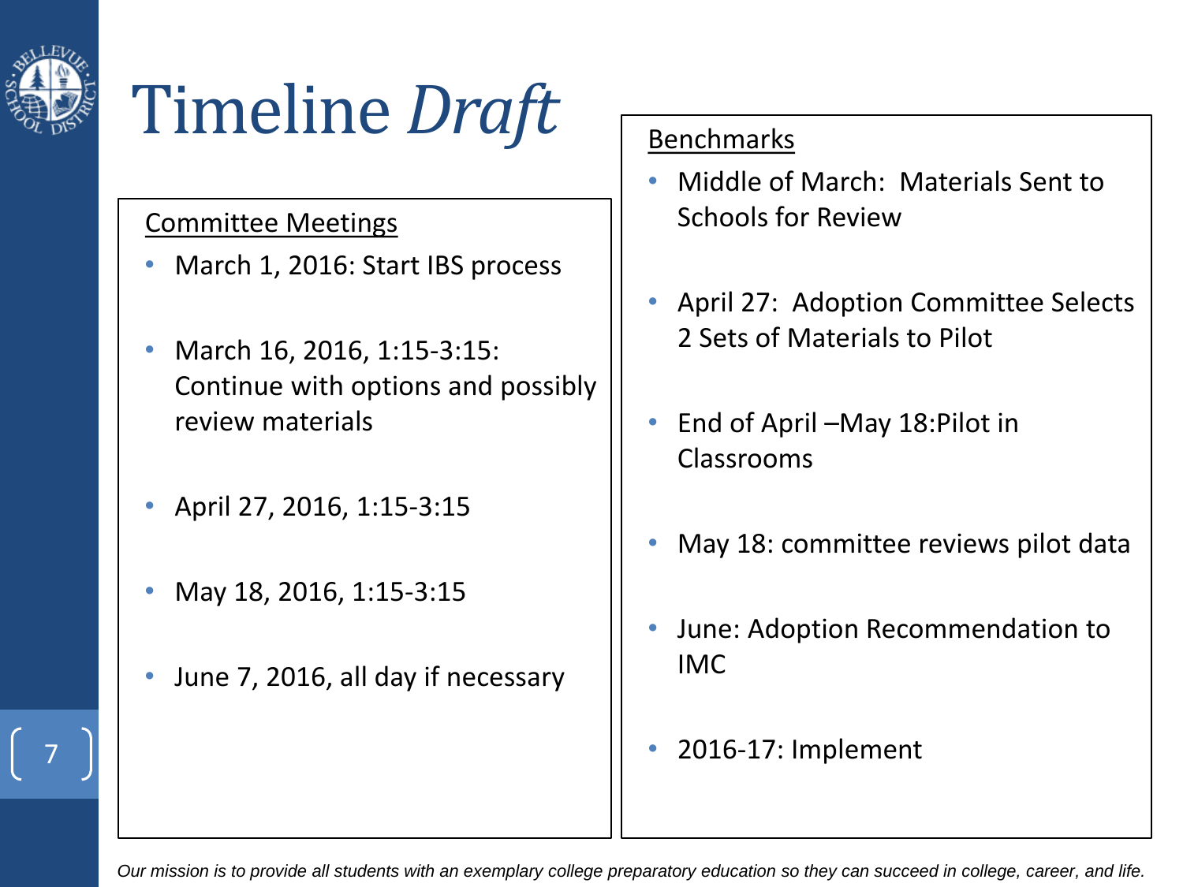# Timeline *Draft*

Committee Meetings

- March 1, 2016: Start IBS process
- March 16, 2016, 1:15-3:15: Continue with options and possibly review materials
- April 27, 2016, 1:15-3:15
- May 18, 2016, 1:15-3:15
- June 7, 2016, all day if necessary

Benchmarks

- Middle of March: Materials Sent to Schools for Review
- April 27: Adoption Committee Selects 2 Sets of Materials to Pilot
- End of April –May 18:Pilot in Classrooms
- May 18: committee reviews pilot data
- June: Adoption Recommendation to IMC
- 2016-17: Implement

*Our mission is to provide all students with an exemplary college preparatory education so they can succeed in college, career, and life.*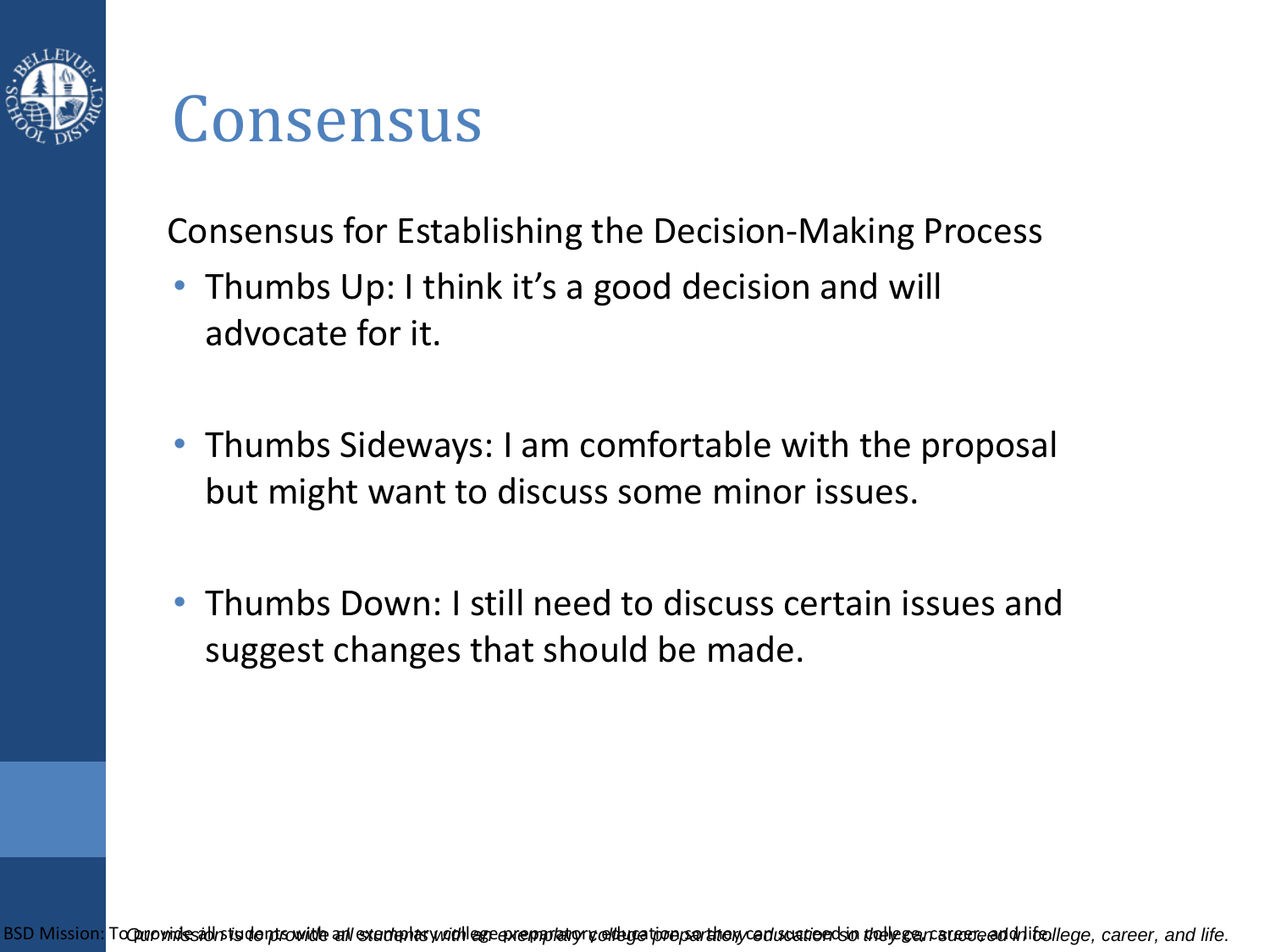# Consensus

Consensus for Establishing the Decision-Making Process

- Thumbs Up: I think it's a good decision and will advocate for it.
- Thumbs Sideways: I am comfortable with the proposal but might want to discuss some minor issues.
- Thumbs Down: I still need to discuss certain issues and suggest changes that should be made.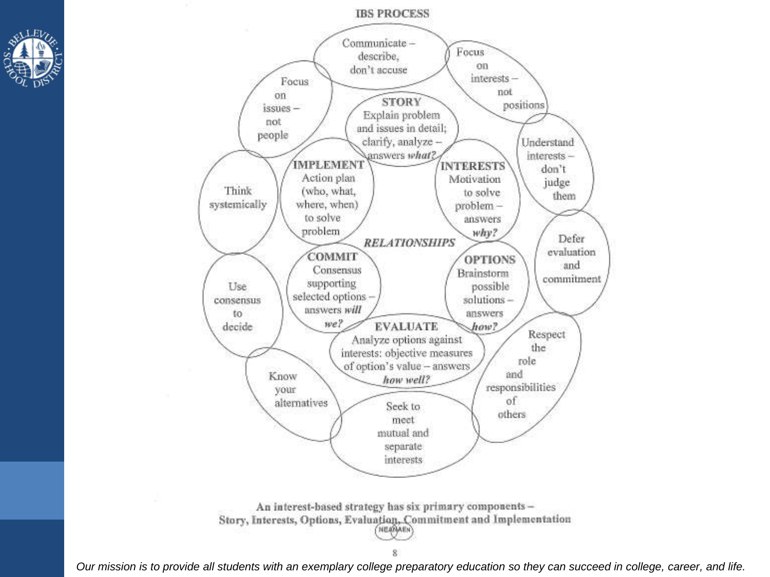## IBS PROCESS

**STORY**
Explain problem and issues in detail; clarify, analyze – answers *what?*

**INTERESTS**
Motivation to solve problem – answers *why?*

**OPTIONS**
Brainstorm possible solutions – answers *how?*

**EVALUATE**
Analyze options against interests: objective measures of option's value – answers *how well?*

**COMMIT**
Consensus supporting selected options – answers *will we?*

**IMPLEMENT**
Action plan (who, what, where, when) to solve problem

***RELATIONSHIPS***

- Communicate – describe, don't accuse
- Focus on interests – not positions
- Understand interests – don't judge them
- Defer evaluation and commitment
- Respect the role and responsibilities of others
- Seek to meet mutual and separate interests
- Know your alternatives
- Use consensus to decide
- Think systemically
- Focus on issues – not people

**An interest-based strategy has six primary components – Story, Interests, Options, Evaluation, Commitment and Implementation**

*Our mission is to provide all students with an exemplary college preparatory education so they can succeed in college, career, and life.*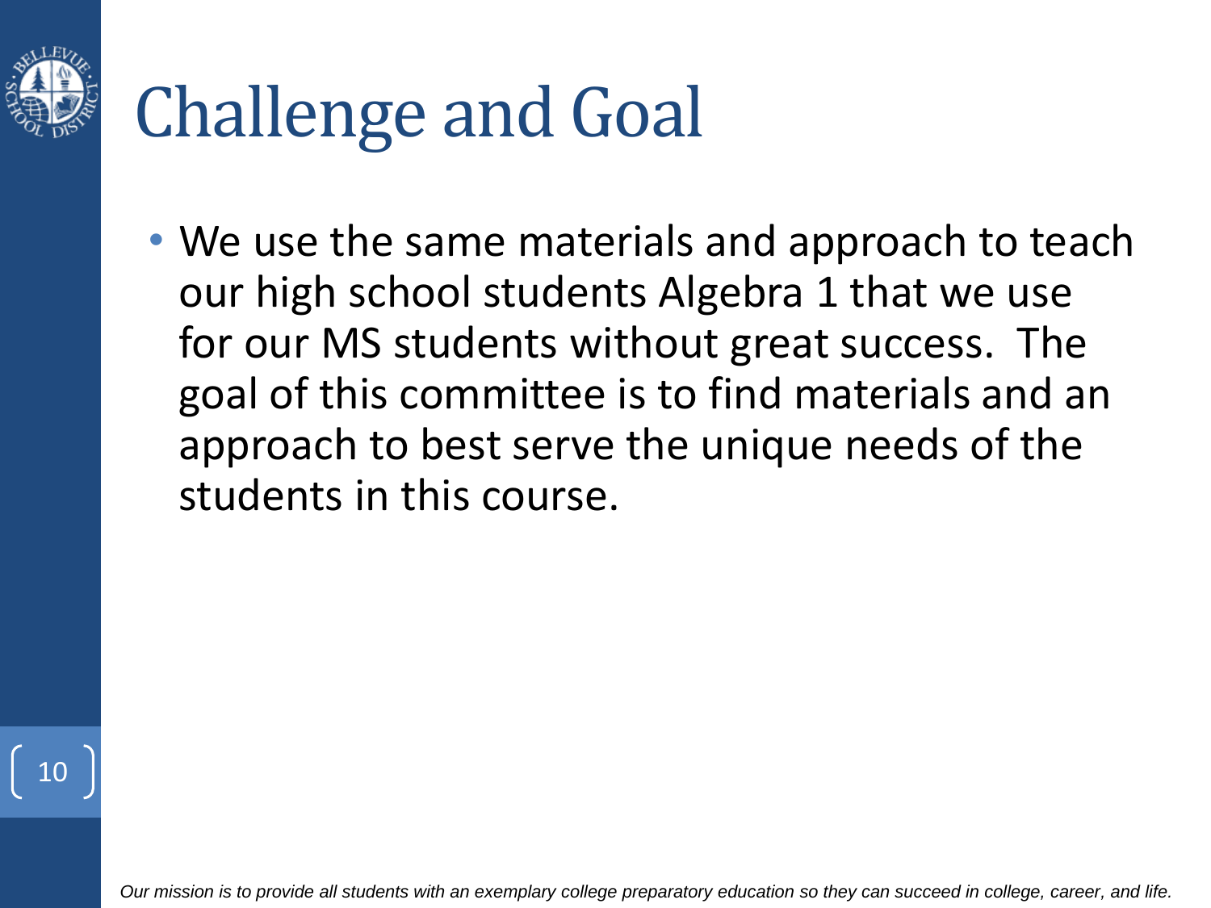# Challenge and Goal

- We use the same materials and approach to teach our high school students Algebra 1 that we use for our MS students without great success. The goal of this committee is to find materials and an approach to best serve the unique needs of the students in this course.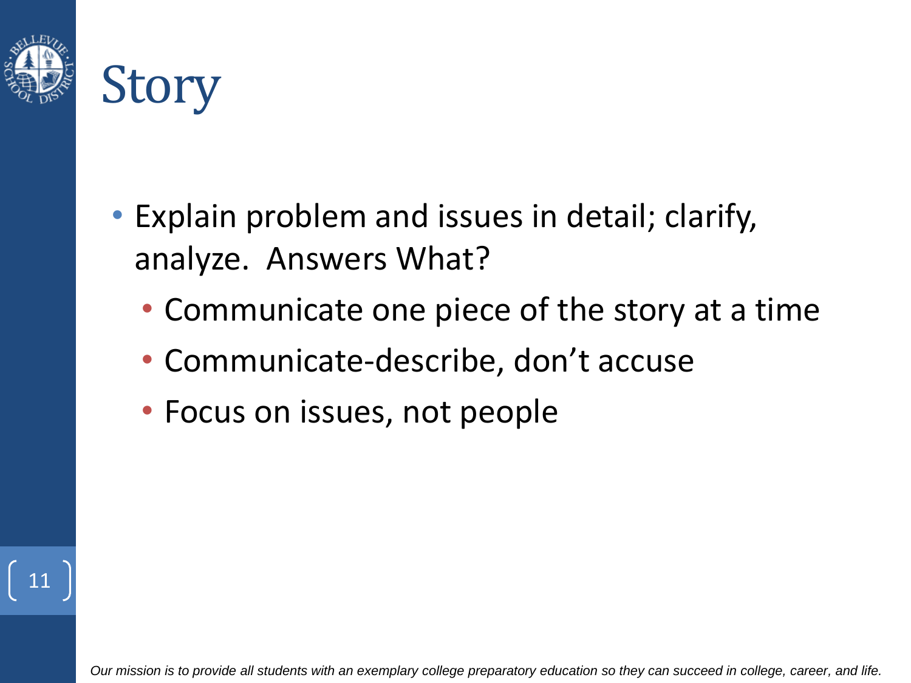# Story

- Explain problem and issues in detail; clarify, analyze. Answers What?
  - Communicate one piece of the story at a time
  - Communicate-describe, don't accuse
  - Focus on issues, not people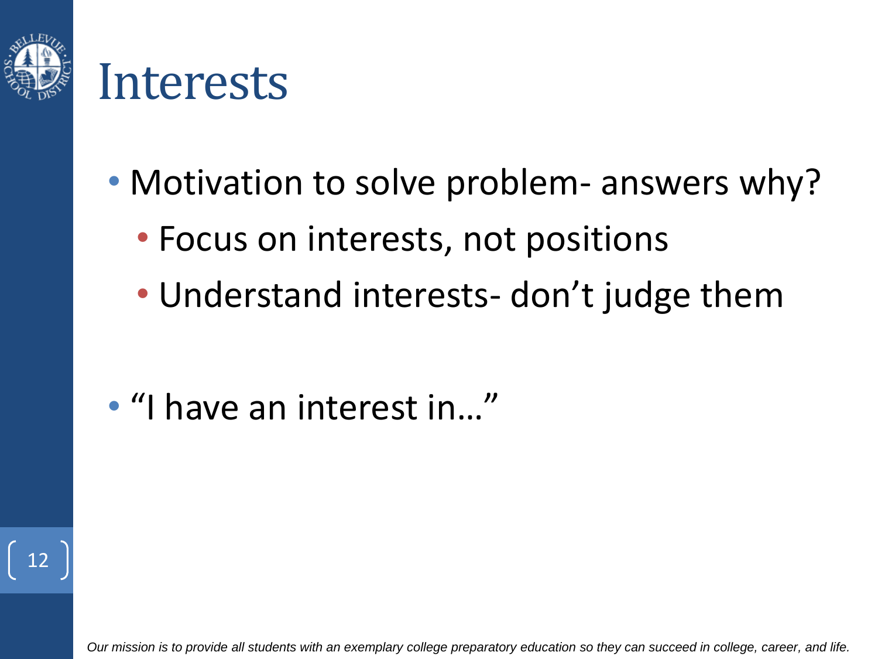# Interests

- Motivation to solve problem- answers why?
  - Focus on interests, not positions
  - Understand interests- don't judge them

- "I have an interest in…"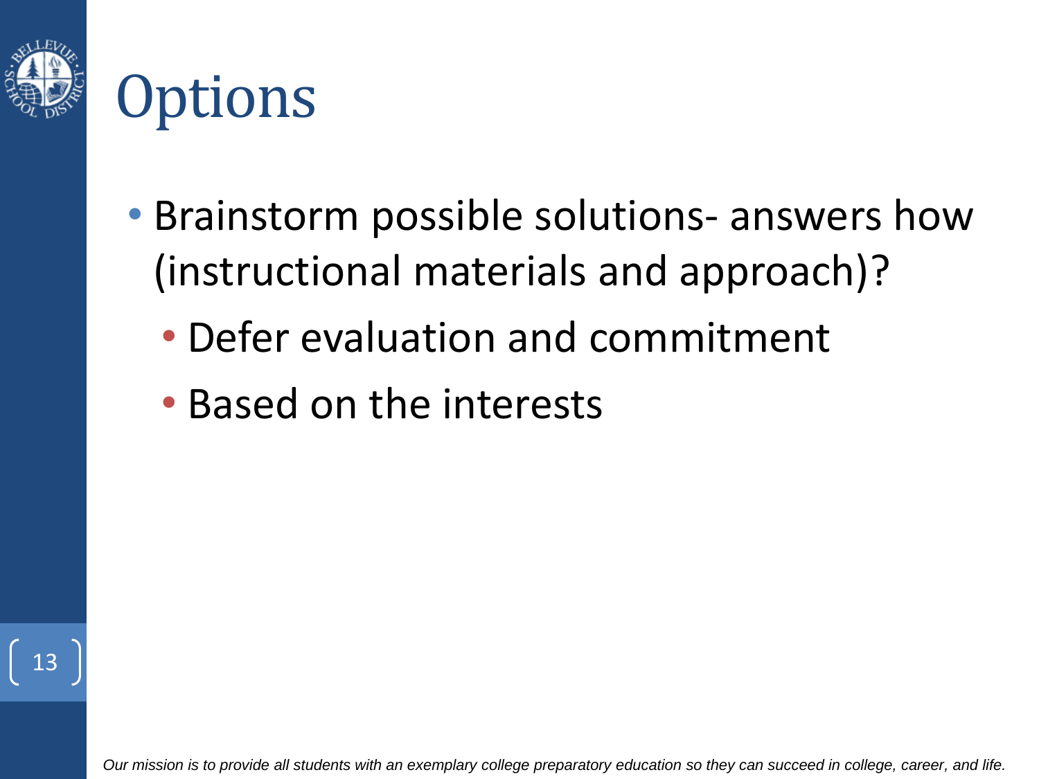# Options

- Brainstorm possible solutions- answers how (instructional materials and approach)?
  - Defer evaluation and commitment
  - Based on the interests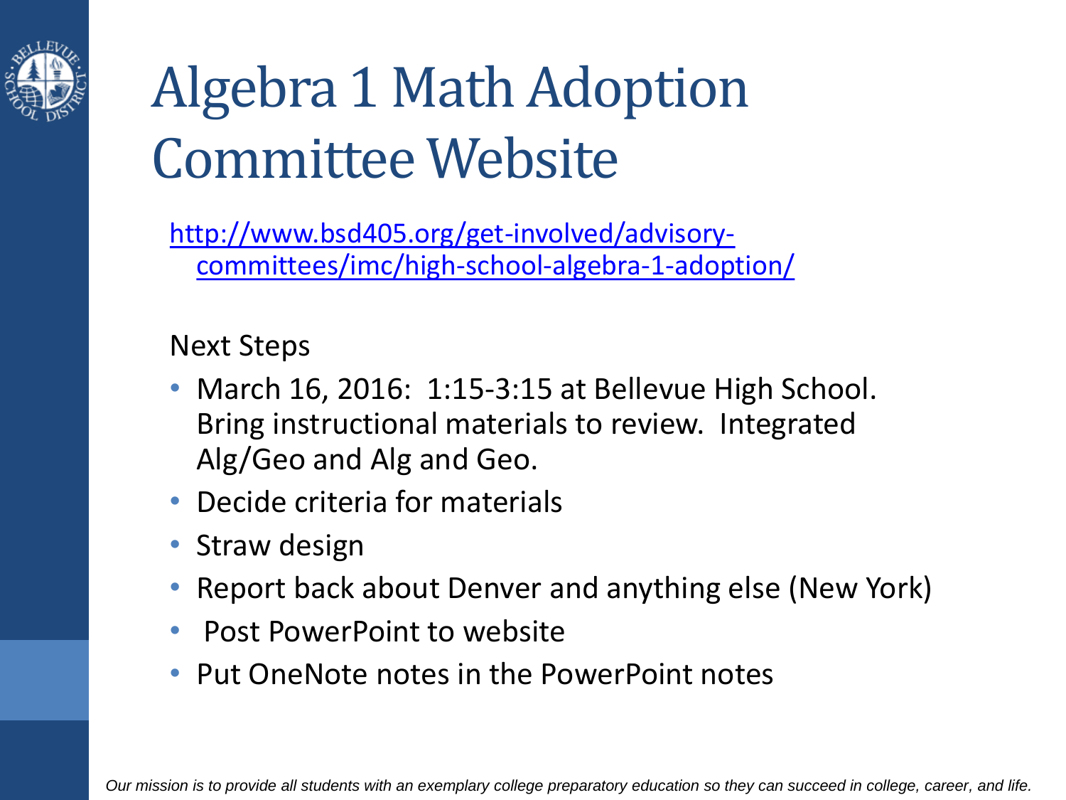# Algebra 1 Math Adoption Committee Website

[http://www.bsd405.org/get-involved/advisory-committees/imc/high-school-algebra-1-adoption/](http://www.bsd405.org/get-involved/advisory-committees/imc/high-school-algebra-1-adoption/)

Next Steps

- March 16, 2016: 1:15-3:15 at Bellevue High School. Bring instructional materials to review. Integrated Alg/Geo and Alg and Geo.
- Decide criteria for materials
- Straw design
- Report back about Denver and anything else (New York)
- Post PowerPoint to website
- Put OneNote notes in the PowerPoint notes

*Our mission is to provide all students with an exemplary college preparatory education so they can succeed in college, career, and life.*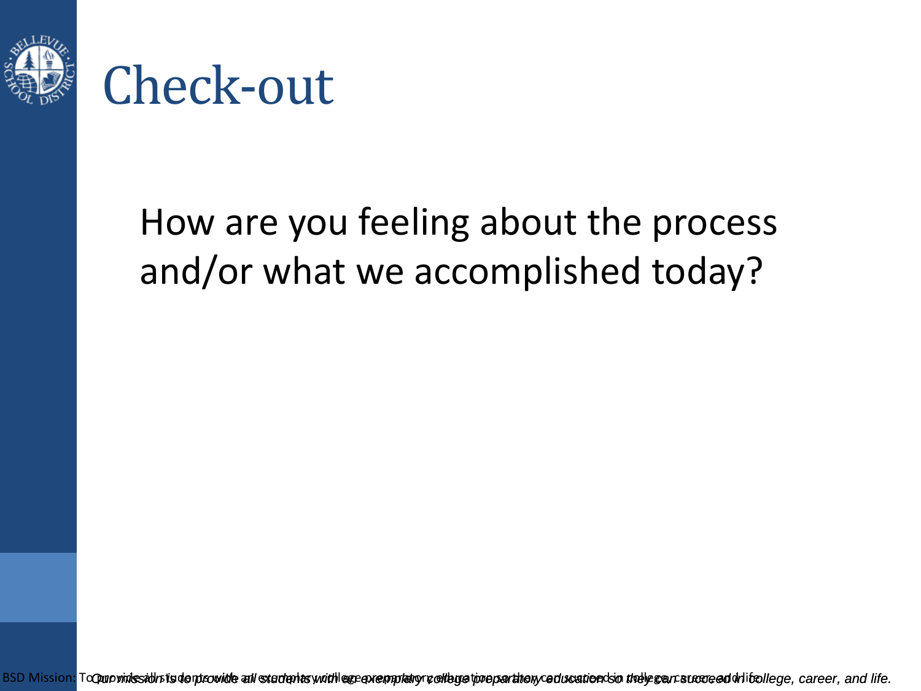# Check-out

How are you feeling about the process and/or what we accomplished today?